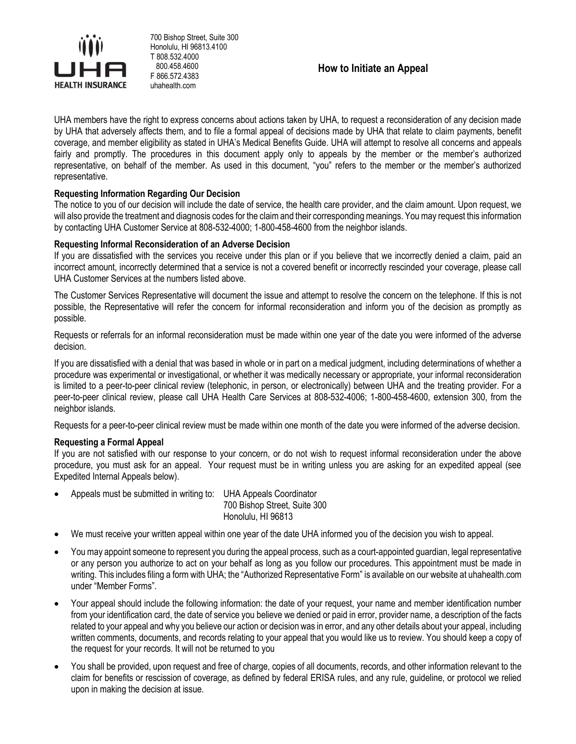UHA HEALTH INSURANCE

700 Bishop Street, Suite 300
Honolulu, HI 96813.4100
T 808.532.4000
800.458.4600
F 866.572.4383
uhahealth.com

# How to Initiate an Appeal

UHA members have the right to express concerns about actions taken by UHA, to request a reconsideration of any decision made by UHA that adversely affects them, and to file a formal appeal of decisions made by UHA that relate to claim payments, benefit coverage, and member eligibility as stated in UHA's Medical Benefits Guide. UHA will attempt to resolve all concerns and appeals fairly and promptly. The procedures in this document apply only to appeals by the member or the member's authorized representative, on behalf of the member. As used in this document, "you" refers to the member or the member's authorized representative.

**Requesting Information Regarding Our Decision**

The notice to you of our decision will include the date of service, the health care provider, and the claim amount. Upon request, we will also provide the treatment and diagnosis codes for the claim and their corresponding meanings. You may request this information by contacting UHA Customer Service at 808-532-4000; 1-800-458-4600 from the neighbor islands.

**Requesting Informal Reconsideration of an Adverse Decision**

If you are dissatisfied with the services you receive under this plan or if you believe that we incorrectly denied a claim, paid an incorrect amount, incorrectly determined that a service is not a covered benefit or incorrectly rescinded your coverage, please call UHA Customer Services at the numbers listed above.

The Customer Services Representative will document the issue and attempt to resolve the concern on the telephone. If this is not possible, the Representative will refer the concern for informal reconsideration and inform you of the decision as promptly as possible.

Requests or referrals for an informal reconsideration must be made within one year of the date you were informed of the adverse decision.

If you are dissatisfied with a denial that was based in whole or in part on a medical judgment, including determinations of whether a procedure was experimental or investigational, or whether it was medically necessary or appropriate, your informal reconsideration is limited to a peer-to-peer clinical review (telephonic, in person, or electronically) between UHA and the treating provider. For a peer-to-peer clinical review, please call UHA Health Care Services at 808-532-4006; 1-800-458-4600, extension 300, from the neighbor islands.

Requests for a peer-to-peer clinical review must be made within one month of the date you were informed of the adverse decision.

**Requesting a Formal Appeal**

If you are not satisfied with our response to your concern, or do not wish to request informal reconsideration under the above procedure, you must ask for an appeal. Your request must be in writing unless you are asking for an expedited appeal (see Expedited Internal Appeals below).

- Appeals must be submitted in writing to: UHA Appeals Coordinator
  700 Bishop Street, Suite 300
  Honolulu, HI 96813
- We must receive your written appeal within one year of the date UHA informed you of the decision you wish to appeal.
- You may appoint someone to represent you during the appeal process, such as a court-appointed guardian, legal representative or any person you authorize to act on your behalf as long as you follow our procedures. This appointment must be made in writing. This includes filing a form with UHA; the "Authorized Representative Form" is available on our website at uhahealth.com under "Member Forms".
- Your appeal should include the following information: the date of your request, your name and member identification number from your identification card, the date of service you believe we denied or paid in error, provider name, a description of the facts related to your appeal and why you believe our action or decision was in error, and any other details about your appeal, including written comments, documents, and records relating to your appeal that you would like us to review. You should keep a copy of the request for your records. It will not be returned to you
- You shall be provided, upon request and free of charge, copies of all documents, records, and other information relevant to the claim for benefits or rescission of coverage, as defined by federal ERISA rules, and any rule, guideline, or protocol we relied upon in making the decision at issue.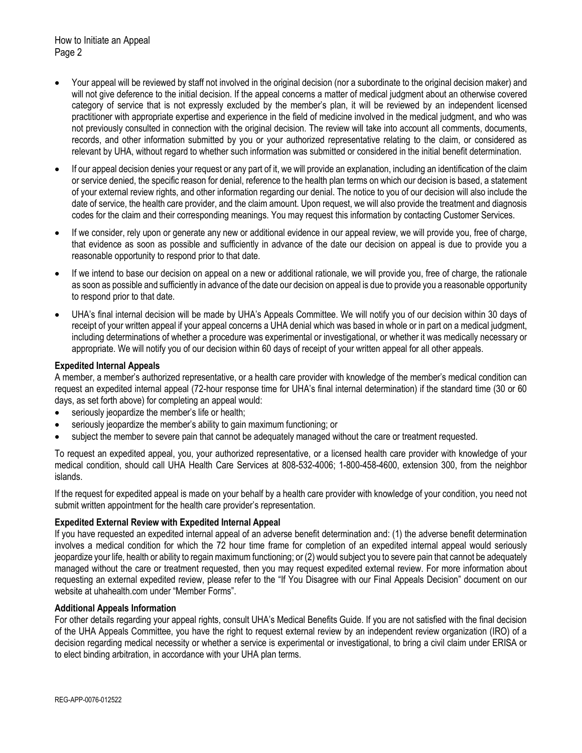- Your appeal will be reviewed by staff not involved in the original decision (nor a subordinate to the original decision maker) and will not give deference to the initial decision. If the appeal concerns a matter of medical judgment about an otherwise covered category of service that is not expressly excluded by the member's plan, it will be reviewed by an independent licensed practitioner with appropriate expertise and experience in the field of medicine involved in the medical judgment, and who was not previously consulted in connection with the original decision. The review will take into account all comments, documents, records, and other information submitted by you or your authorized representative relating to the claim, or considered as relevant by UHA, without regard to whether such information was submitted or considered in the initial benefit determination.
- If our appeal decision denies your request or any part of it, we will provide an explanation, including an identification of the claim or service denied, the specific reason for denial, reference to the health plan terms on which our decision is based, a statement of your external review rights, and other information regarding our denial. The notice to you of our decision will also include the date of service, the health care provider, and the claim amount. Upon request, we will also provide the treatment and diagnosis codes for the claim and their corresponding meanings. You may request this information by contacting Customer Services.
- If we consider, rely upon or generate any new or additional evidence in our appeal review, we will provide you, free of charge, that evidence as soon as possible and sufficiently in advance of the date our decision on appeal is due to provide you a reasonable opportunity to respond prior to that date.
- If we intend to base our decision on appeal on a new or additional rationale, we will provide you, free of charge, the rationale as soon as possible and sufficiently in advance of the date our decision on appeal is due to provide you a reasonable opportunity to respond prior to that date.
- UHA's final internal decision will be made by UHA's Appeals Committee. We will notify you of our decision within 30 days of receipt of your written appeal if your appeal concerns a UHA denial which was based in whole or in part on a medical judgment, including determinations of whether a procedure was experimental or investigational, or whether it was medically necessary or appropriate. We will notify you of our decision within 60 days of receipt of your written appeal for all other appeals.

**Expedited Internal Appeals**

A member, a member's authorized representative, or a health care provider with knowledge of the member's medical condition can request an expedited internal appeal (72-hour response time for UHA's final internal determination) if the standard time (30 or 60 days, as set forth above) for completing an appeal would:

- seriously jeopardize the member's life or health;
- seriously jeopardize the member's ability to gain maximum functioning; or
- subject the member to severe pain that cannot be adequately managed without the care or treatment requested.

To request an expedited appeal, you, your authorized representative, or a licensed health care provider with knowledge of your medical condition, should call UHA Health Care Services at 808-532-4006; 1-800-458-4600, extension 300, from the neighbor islands.

If the request for expedited appeal is made on your behalf by a health care provider with knowledge of your condition, you need not submit written appointment for the health care provider's representation.

**Expedited External Review with Expedited Internal Appeal**

If you have requested an expedited internal appeal of an adverse benefit determination and: (1) the adverse benefit determination involves a medical condition for which the 72 hour time frame for completion of an expedited internal appeal would seriously jeopardize your life, health or ability to regain maximum functioning; or (2) would subject you to severe pain that cannot be adequately managed without the care or treatment requested, then you may request expedited external review. For more information about requesting an external expedited review, please refer to the "If You Disagree with our Final Appeals Decision" document on our website at uhahealth.com under "Member Forms".

**Additional Appeals Information**

For other details regarding your appeal rights, consult UHA's Medical Benefits Guide. If you are not satisfied with the final decision of the UHA Appeals Committee, you have the right to request external review by an independent review organization (IRO) of a decision regarding medical necessity or whether a service is experimental or investigational, to bring a civil claim under ERISA or to elect binding arbitration, in accordance with your UHA plan terms.

REG-APP-0076-012522